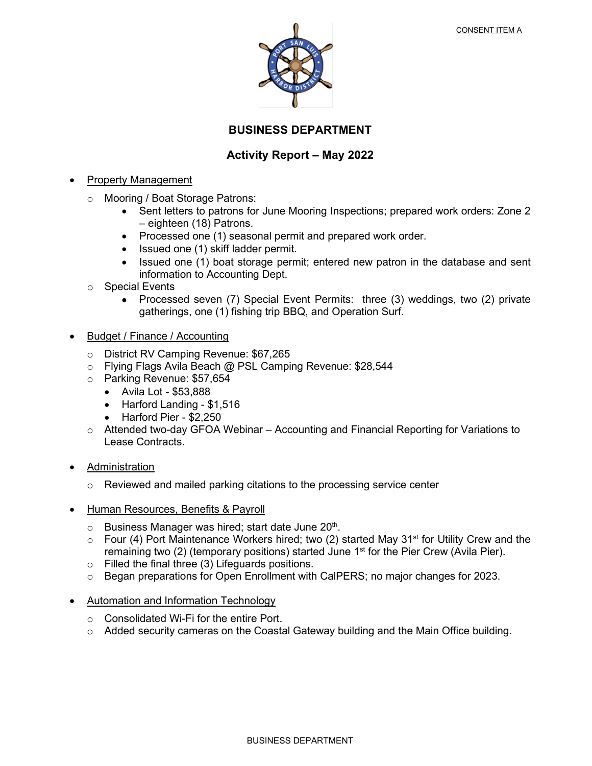CONSENT ITEM A

# BUSINESS DEPARTMENT

## Activity Report – May 2022

- Property Management
  - Mooring / Boat Storage Patrons:
    - Sent letters to patrons for June Mooring Inspections; prepared work orders: Zone 2 – eighteen (18) Patrons.
    - Processed one (1) seasonal permit and prepared work order.
    - Issued one (1) skiff ladder permit.
    - Issued one (1) boat storage permit; entered new patron in the database and sent information to Accounting Dept.
  - Special Events
    - Processed seven (7) Special Event Permits: three (3) weddings, two (2) private gatherings, one (1) fishing trip BBQ, and Operation Surf.

- Budget / Finance / Accounting
  - District RV Camping Revenue: $67,265
  - Flying Flags Avila Beach @ PSL Camping Revenue: $28,544
  - Parking Revenue: $57,654
    - Avila Lot - $53,888
    - Harford Landing - $1,516
    - Harford Pier - $2,250
  - Attended two-day GFOA Webinar – Accounting and Financial Reporting for Variations to Lease Contracts.

- Administration
  - Reviewed and mailed parking citations to the processing service center

- Human Resources, Benefits & Payroll
  - Business Manager was hired; start date June 20th.
  - Four (4) Port Maintenance Workers hired; two (2) started May 31st for Utility Crew and the remaining two (2) (temporary positions) started June 1st for the Pier Crew (Avila Pier).
  - Filled the final three (3) Lifeguards positions.
  - Began preparations for Open Enrollment with CalPERS; no major changes for 2023.

- Automation and Information Technology
  - Consolidated Wi-Fi for the entire Port.
  - Added security cameras on the Coastal Gateway building and the Main Office building.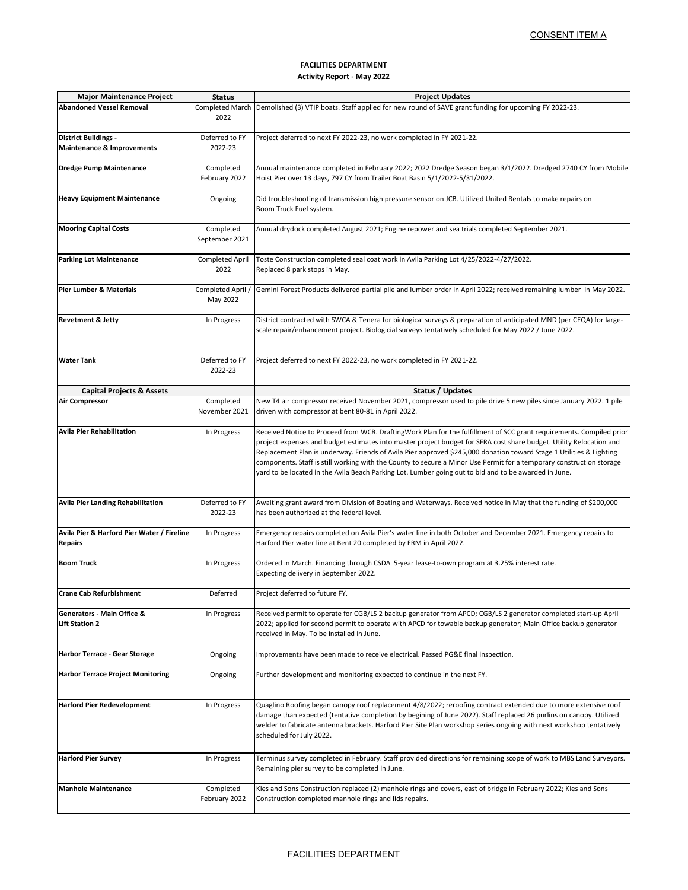CONSENT ITEM A

**FACILITIES DEPARTMENT**

**Activity Report - May 2022**

| Major Maintenance Project | Status | Project Updates |
|---|---|---|
| **Abandoned Vessel Removal** | Completed March 2022 | Demolished (3) VTIP boats. Staff applied for new round of SAVE grant funding for upcoming FY 2022-23. |
| **District Buildings - Maintenance & Improvements** | Deferred to FY 2022-23 | Project deferred to next FY 2022-23, no work completed in FY 2021-22. |
| **Dredge Pump Maintenance** | Completed February 2022 | Annual maintenance completed in February 2022; 2022 Dredge Season began 3/1/2022. Dredged 2740 CY from Mobile Hoist Pier over 13 days, 797 CY from Trailer Boat Basin 5/1/2022-5/31/2022. |
| **Heavy Equipment Maintenance** | Ongoing | Did troubleshooting of transmission high pressure sensor on JCB. Utilized United Rentals to make repairs on Boom Truck Fuel system. |
| **Mooring Capital Costs** | Completed September 2021 | Annual drydock completed August 2021; Engine repower and sea trials completed September 2021. |
| **Parking Lot Maintenance** | Completed April 2022 | Toste Construction completed seal coat work in Avila Parking Lot 4/25/2022-4/27/2022. Replaced 8 park stops in May. |
| **Pier Lumber & Materials** | Completed April / May 2022 | Gemini Forest Products delivered partial pile and lumber order in April 2022; received remaining lumber in May 2022. |
| **Revetment & Jetty** | In Progress | District contracted with SWCA & Tenera for biological surveys & preparation of anticipated MND (per CEQA) for large-scale repair/enhancement project. Biologicial surveys tentatively scheduled for May 2022 / June 2022. |
| **Water Tank** | Deferred to FY 2022-23 | Project deferred to next FY 2022-23, no work completed in FY 2021-22. |

| Capital Projects & Assets | | Status / Updates |
|---|---|---|
| **Air Compressor** | Completed November 2021 | New T4 air compressor received November 2021, compressor used to pile drive 5 new piles since January 2022. 1 pile driven with compressor at bent 80-81 in April 2022. |
| **Avila Pier Rehabilitation** | In Progress | Received Notice to Proceed from WCB. DraftingWork Plan for the fulfillment of SCC grant requirements. Compiled prior project expenses and budget estimates into master project budget for SFRA cost share budget. Utility Relocation and Replacement Plan is underway. Friends of Avila Pier approved $245,000 donation toward Stage 1 Utilities & Lighting components. Staff is still working with the County to secure a Minor Use Permit for a temporary construction storage yard to be located in the Avila Beach Parking Lot. Lumber going out to bid and to be awarded in June. |
| **Avila Pier Landing Rehabilitation** | Deferred to FY 2022-23 | Awaiting grant award from Division of Boating and Waterways. Received notice in May that the funding of $200,000 has been authorized at the federal level. |
| **Avila Pier & Harford Pier Water / Fireline Repairs** | In Progress | Emergency repairs completed on Avila Pier's water line in both October and December 2021. Emergency repairs to Harford Pier water line at Bent 20 completed by FRM in April 2022. |
| **Boom Truck** | In Progress | Ordered in March. Financing through CSDA 5-year lease-to-own program at 3.25% interest rate. Expecting delivery in September 2022. |
| **Crane Cab Refurbishment** | Deferred | Project deferred to future FY. |
| **Generators - Main Office & Lift Station 2** | In Progress | Received permit to operate for CGB/LS 2 backup generator from APCD; CGB/LS 2 generator completed start-up April 2022; applied for second permit to operate with APCD for towable backup generator; Main Office backup generator received in May. To be installed in June. |
| **Harbor Terrace - Gear Storage** | Ongoing | Improvements have been made to receive electrical. Passed PG&E final inspection. |
| **Harbor Terrace Project Monitoring** | Ongoing | Further development and monitoring expected to continue in the next FY. |
| **Harford Pier Redevelopment** | In Progress | Quaglino Roofing began canopy roof replacement 4/8/2022; reroofing contract extended due to more extensive roof damage than expected (tentative completion by begining of June 2022). Staff replaced 26 purlins on canopy. Utilized welder to fabricate antenna brackets. Harford Pier Site Plan workshop series ongoing with next workshop tentatively scheduled for July 2022. |
| **Harford Pier Survey** | In Progress | Terminus survey completed in February. Staff provided directions for remaining scope of work to MBS Land Surveyors. Remaining pier survey to be completed in June. |
| **Manhole Maintenance** | Completed February 2022 | Kies and Sons Construction replaced (2) manhole rings and covers, east of bridge in February 2022; Kies and Sons Construction completed manhole rings and lids repairs. |

FACILITIES DEPARTMENT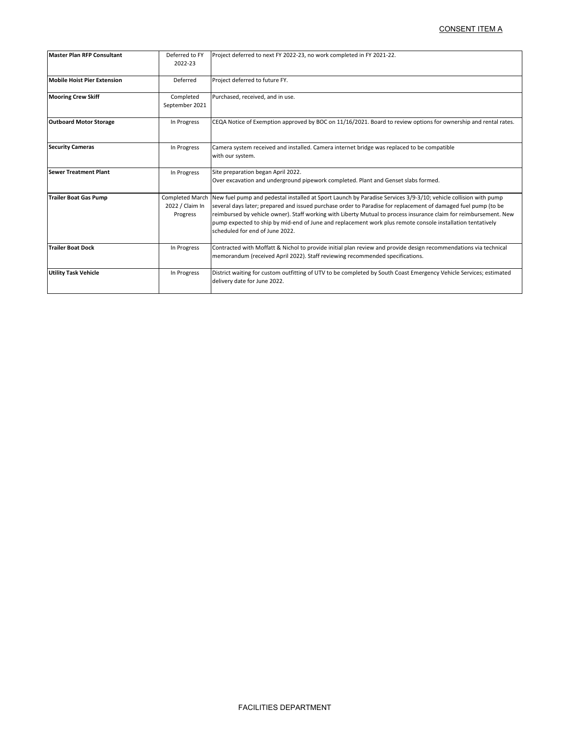CONSENT ITEM A

| | | |
|---|---|---|
| **Master Plan RFP Consultant** | Deferred to FY 2022-23 | Project deferred to next FY 2022-23, no work completed in FY 2021-22. |
| **Mobile Hoist Pier Extension** | Deferred | Project deferred to future FY. |
| **Mooring Crew Skiff** | Completed September 2021 | Purchased, received, and in use. |
| **Outboard Motor Storage** | In Progress | CEQA Notice of Exemption approved by BOC on 11/16/2021. Board to review options for ownership and rental rates. |
| **Security Cameras** | In Progress | Camera system received and installed. Camera internet bridge was replaced to be compatible with our system. |
| **Sewer Treatment Plant** | In Progress | Site preparation began April 2022. Over excavation and underground pipework completed. Plant and Genset slabs formed. |
| **Trailer Boat Gas Pump** | Completed March 2022 / Claim In Progress | New fuel pump and pedestal installed at Sport Launch by Paradise Services 3/9-3/10; vehicle collision with pump several days later; prepared and issued purchase order to Paradise for replacement of damaged fuel pump (to be reimbursed by vehicle owner). Staff working with Liberty Mutual to process insurance claim for reimbursement. New pump expected to ship by mid-end of June and replacement work plus remote console installation tentatively scheduled for end of June 2022. |
| **Trailer Boat Dock** | In Progress | Contracted with Moffatt & Nichol to provide initial plan review and provide design recommendations via technical memorandum (received April 2022). Staff reviewing recommended specifications. |
| **Utility Task Vehicle** | In Progress | District waiting for custom outfitting of UTV to be completed by South Coast Emergency Vehicle Services; estimated delivery date for June 2022. |

FACILITIES DEPARTMENT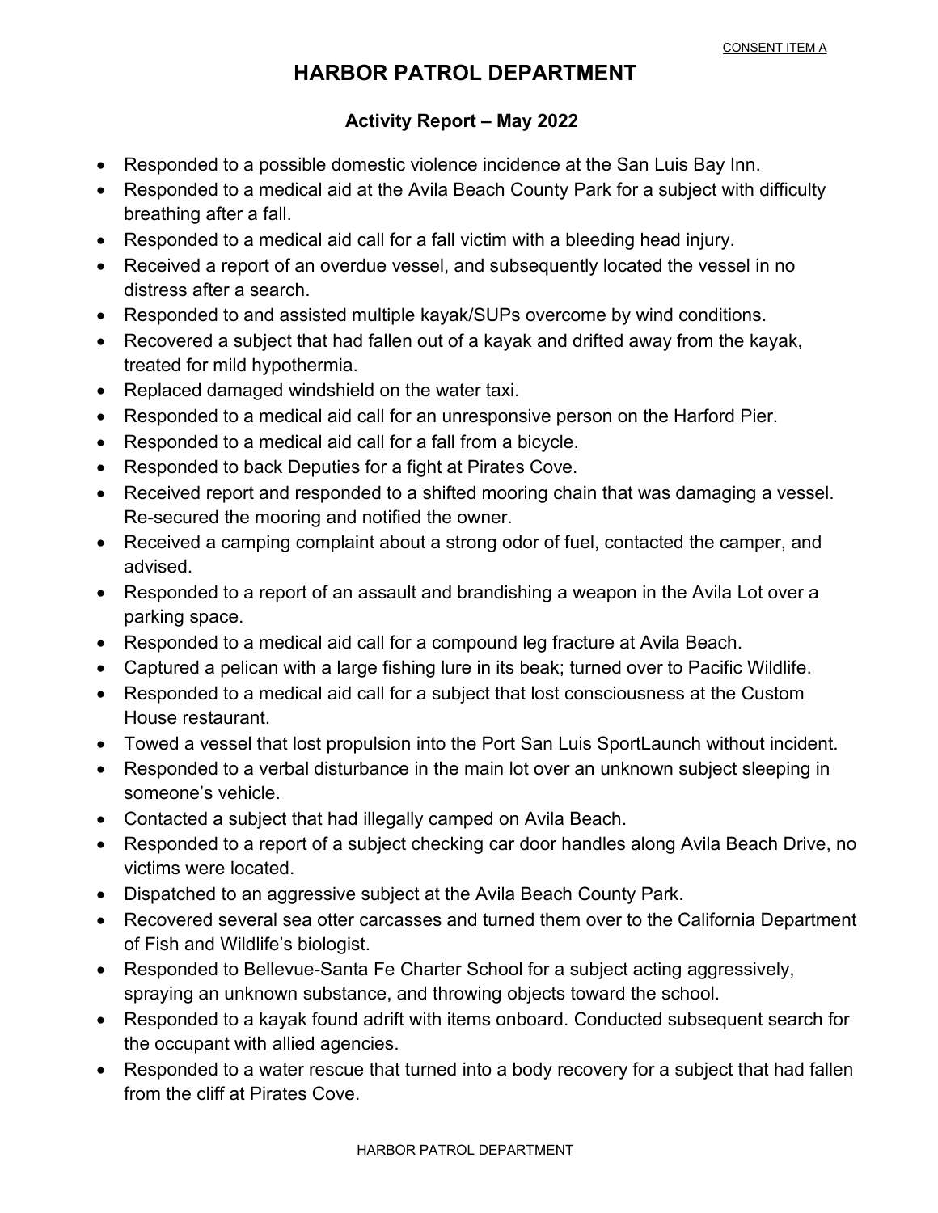CONSENT ITEM A

# HARBOR PATROL DEPARTMENT

## Activity Report – May 2022

- Responded to a possible domestic violence incidence at the San Luis Bay Inn.
- Responded to a medical aid at the Avila Beach County Park for a subject with difficulty breathing after a fall.
- Responded to a medical aid call for a fall victim with a bleeding head injury.
- Received a report of an overdue vessel, and subsequently located the vessel in no distress after a search.
- Responded to and assisted multiple kayak/SUPs overcome by wind conditions.
- Recovered a subject that had fallen out of a kayak and drifted away from the kayak, treated for mild hypothermia.
- Replaced damaged windshield on the water taxi.
- Responded to a medical aid call for an unresponsive person on the Harford Pier.
- Responded to a medical aid call for a fall from a bicycle.
- Responded to back Deputies for a fight at Pirates Cove.
- Received report and responded to a shifted mooring chain that was damaging a vessel. Re-secured the mooring and notified the owner.
- Received a camping complaint about a strong odor of fuel, contacted the camper, and advised.
- Responded to a report of an assault and brandishing a weapon in the Avila Lot over a parking space.
- Responded to a medical aid call for a compound leg fracture at Avila Beach.
- Captured a pelican with a large fishing lure in its beak; turned over to Pacific Wildlife.
- Responded to a medical aid call for a subject that lost consciousness at the Custom House restaurant.
- Towed a vessel that lost propulsion into the Port San Luis SportLaunch without incident.
- Responded to a verbal disturbance in the main lot over an unknown subject sleeping in someone's vehicle.
- Contacted a subject that had illegally camped on Avila Beach.
- Responded to a report of a subject checking car door handles along Avila Beach Drive, no victims were located.
- Dispatched to an aggressive subject at the Avila Beach County Park.
- Recovered several sea otter carcasses and turned them over to the California Department of Fish and Wildlife's biologist.
- Responded to Bellevue-Santa Fe Charter School for a subject acting aggressively, spraying an unknown substance, and throwing objects toward the school.
- Responded to a kayak found adrift with items onboard. Conducted subsequent search for the occupant with allied agencies.
- Responded to a water rescue that turned into a body recovery for a subject that had fallen from the cliff at Pirates Cove.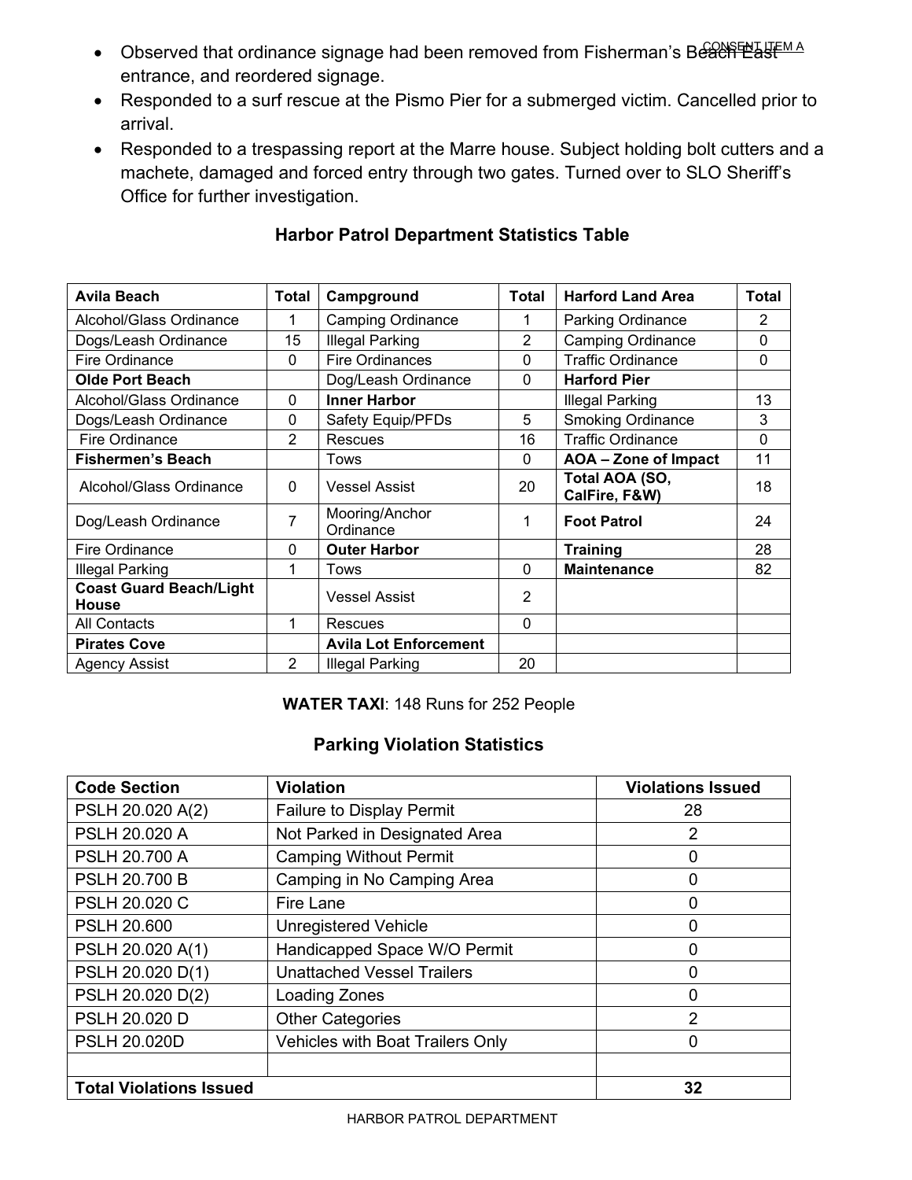- Observed that ordinance signage had been removed from Fisherman's Beach East entrance, and reordered signage.
- Responded to a surf rescue at the Pismo Pier for a submerged victim. Cancelled prior to arrival.
- Responded to a trespassing report at the Marre house. Subject holding bolt cutters and a machete, damaged and forced entry through two gates. Turned over to SLO Sheriff's Office for further investigation.

### Harbor Patrol Department Statistics Table

| **Avila Beach** | **Total** | **Campground** | **Total** | **Harford Land Area** | **Total** |
|---|---|---|---|---|---|
| Alcohol/Glass Ordinance | 1 | Camping Ordinance | 1 | Parking Ordinance | 2 |
| Dogs/Leash Ordinance | 15 | Illegal Parking | 2 | Camping Ordinance | 0 |
| Fire Ordinance | 0 | Fire Ordinances | 0 | Traffic Ordinance | 0 |
| **Olde Port Beach** | | Dog/Leash Ordinance | 0 | **Harford Pier** | |
| Alcohol/Glass Ordinance | 0 | **Inner Harbor** | | Illegal Parking | 13 |
| Dogs/Leash Ordinance | 0 | Safety Equip/PFDs | 5 | Smoking Ordinance | 3 |
| Fire Ordinance | 2 | Rescues | 16 | Traffic Ordinance | 0 |
| **Fishermen's Beach** | | Tows | 0 | **AOA – Zone of Impact** | 11 |
| Alcohol/Glass Ordinance | 0 | Vessel Assist | 20 | **Total AOA (SO, CalFire, F&W)** | 18 |
| Dog/Leash Ordinance | 7 | Mooring/Anchor Ordinance | 1 | **Foot Patrol** | 24 |
| Fire Ordinance | 0 | **Outer Harbor** | | **Training** | 28 |
| Illegal Parking | 1 | Tows | 0 | **Maintenance** | 82 |
| **Coast Guard Beach/Light House** | | Vessel Assist | 2 | | |
| All Contacts | 1 | Rescues | 0 | | |
| **Pirates Cove** | | **Avila Lot Enforcement** | | | |
| Agency Assist | 2 | Illegal Parking | 20 | | |

**WATER TAXI**: 148 Runs for 252 People

### Parking Violation Statistics

| **Code Section** | **Violation** | **Violations Issued** |
|---|---|---|
| PSLH 20.020 A(2) | Failure to Display Permit | 28 |
| PSLH 20.020 A | Not Parked in Designated Area | 2 |
| PSLH 20.700 A | Camping Without Permit | 0 |
| PSLH 20.700 B | Camping in No Camping Area | 0 |
| PSLH 20.020 C | Fire Lane | 0 |
| PSLH 20.600 | Unregistered Vehicle | 0 |
| PSLH 20.020 A(1) | Handicapped Space W/O Permit | 0 |
| PSLH 20.020 D(1) | Unattached Vessel Trailers | 0 |
| PSLH 20.020 D(2) | Loading Zones | 0 |
| PSLH 20.020 D | Other Categories | 2 |
| PSLH 20.020D | Vehicles with Boat Trailers Only | 0 |
| | | |
| **Total Violations Issued** | | **32** |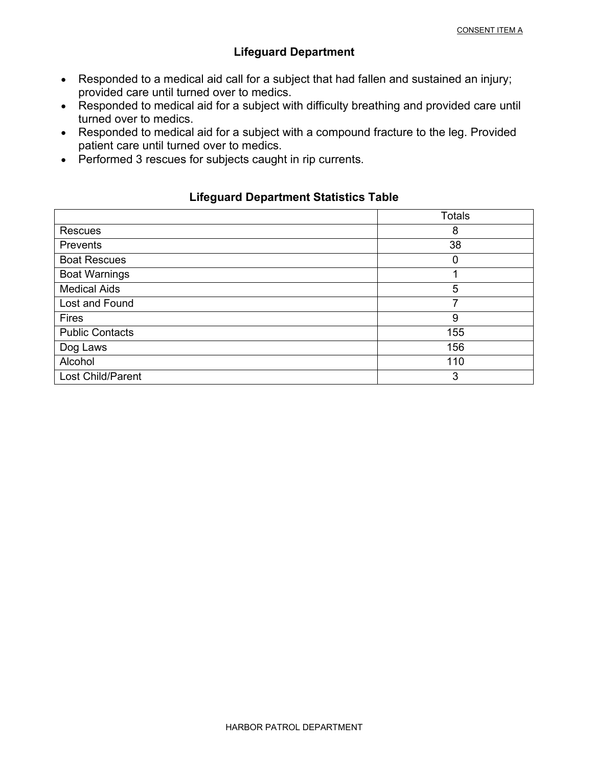CONSENT ITEM A

## Lifeguard Department

- Responded to a medical aid call for a subject that had fallen and sustained an injury; provided care until turned over to medics.
- Responded to medical aid for a subject with difficulty breathing and provided care until turned over to medics.
- Responded to medical aid for a subject with a compound fracture to the leg. Provided patient care until turned over to medics.
- Performed 3 rescues for subjects caught in rip currents.

### Lifeguard Department Statistics Table

| | Totals |
|---|---|
| Rescues | 8 |
| Prevents | 38 |
| Boat Rescues | 0 |
| Boat Warnings | 1 |
| Medical Aids | 5 |
| Lost and Found | 7 |
| Fires | 9 |
| Public Contacts | 155 |
| Dog Laws | 156 |
| Alcohol | 110 |
| Lost Child/Parent | 3 |

HARBOR PATROL DEPARTMENT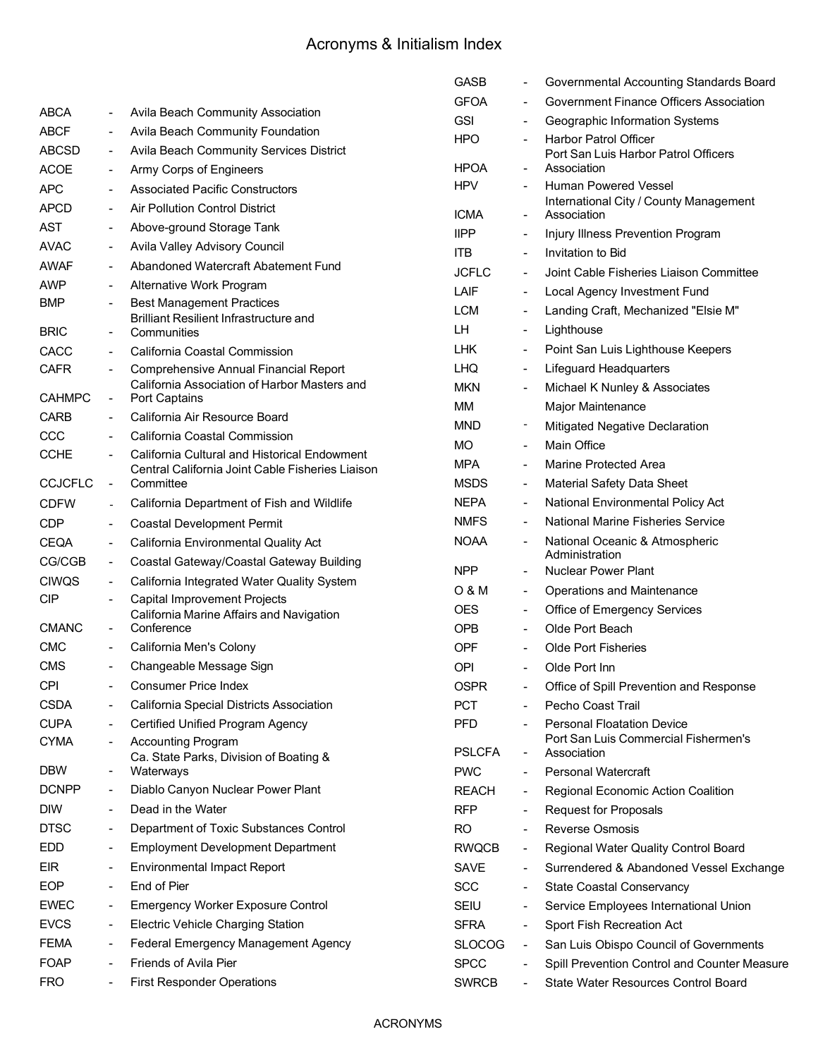# Acronyms & Initialism Index

| Acronym | | Meaning |
|---|---|---|
| ABCA | - | Avila Beach Community Association |
| ABCF | - | Avila Beach Community Foundation |
| ABCSD | - | Avila Beach Community Services District |
| ACOE | - | Army Corps of Engineers |
| APC | - | Associated Pacific Constructors |
| APCD | - | Air Pollution Control District |
| AST | - | Above-ground Storage Tank |
| AVAC | - | Avila Valley Advisory Council |
| AWAF | - | Abandoned Watercraft Abatement Fund |
| AWP | - | Alternative Work Program |
| BMP | - | Best Management Practices |
| BRIC | - | Brilliant Resilient Infrastructure and Communities |
| CACC | - | California Coastal Commission |
| CAFR | - | Comprehensive Annual Financial Report |
| CAHMPC | - | California Association of Harbor Masters and Port Captains |
| CARB | - | California Air Resource Board |
| CCC | - | California Coastal Commission |
| CCHE | - | California Cultural and Historical Endowment |
| CCJCFLC | - | Central California Joint Cable Fisheries Liaison Committee |
| CDFW | - | California Department of Fish and Wildlife |
| CDP | - | Coastal Development Permit |
| CEQA | - | California Environmental Quality Act |
| CG/CGB | - | Coastal Gateway/Coastal Gateway Building |
| CIWQS | - | California Integrated Water Quality System |
| CIP | - | Capital Improvement Projects |
| CMANC | - | California Marine Affairs and Navigation Conference |
| CMC | - | California Men's Colony |
| CMS | - | Changeable Message Sign |
| CPI | - | Consumer Price Index |
| CSDA | - | California Special Districts Association |
| CUPA | - | Certified Unified Program Agency |
| CYMA | - | Accounting Program |
| DBW | - | Ca. State Parks, Division of Boating & Waterways |
| DCNPP | - | Diablo Canyon Nuclear Power Plant |
| DIW | - | Dead in the Water |
| DTSC | - | Department of Toxic Substances Control |
| EDD | - | Employment Development Department |
| EIR | - | Environmental Impact Report |
| EOP | - | End of Pier |
| EWEC | - | Emergency Worker Exposure Control |
| EVCS | - | Electric Vehicle Charging Station |
| FEMA | - | Federal Emergency Management Agency |
| FOAP | - | Friends of Avila Pier |
| FRO | - | First Responder Operations |
| GASB | - | Governmental Accounting Standards Board |
| GFOA | - | Government Finance Officers Association |
| GSI | - | Geographic Information Systems |
| HPO | - | Harbor Patrol Officer |
| HPOA | - | Port San Luis Harbor Patrol Officers Association |
| HPV | - | Human Powered Vessel |
| ICMA | - | International City / County Management Association |
| IIPP | - | Injury Illness Prevention Program |
| ITB | - | Invitation to Bid |
| JCFLC | - | Joint Cable Fisheries Liaison Committee |
| LAIF | - | Local Agency Investment Fund |
| LCM | - | Landing Craft, Mechanized "Elsie M" |
| LH | - | Lighthouse |
| LHK | - | Point San Luis Lighthouse Keepers |
| LHQ | - | Lifeguard Headquarters |
| MKN | - | Michael K Nunley & Associates |
| MM | | Major Maintenance |
| MND | - | Mitigated Negative Declaration |
| MO | - | Main Office |
| MPA | - | Marine Protected Area |
| MSDS | - | Material Safety Data Sheet |
| NEPA | - | National Environmental Policy Act |
| NMFS | - | National Marine Fisheries Service |
| NOAA | - | National Oceanic & Atmospheric Administration |
| NPP | - | Nuclear Power Plant |
| O & M | - | Operations and Maintenance |
| OES | - | Office of Emergency Services |
| OPB | - | Olde Port Beach |
| OPF | - | Olde Port Fisheries |
| OPI | - | Olde Port Inn |
| OSPR | - | Office of Spill Prevention and Response |
| PCT | - | Pecho Coast Trail |
| PFD | - | Personal Floatation Device |
| PSLCFA | - | Port San Luis Commercial Fishermen's Association |
| PWC | - | Personal Watercraft |
| REACH | - | Regional Economic Action Coalition |
| RFP | - | Request for Proposals |
| RO | - | Reverse Osmosis |
| RWQCB | - | Regional Water Quality Control Board |
| SAVE | - | Surrendered & Abandoned Vessel Exchange |
| SCC | - | State Coastal Conservancy |
| SEIU | - | Service Employees International Union |
| SFRA | - | Sport Fish Recreation Act |
| SLOCOG | - | San Luis Obispo Council of Governments |
| SPCC | - | Spill Prevention Control and Counter Measure |
| SWRCB | - | State Water Resources Control Board |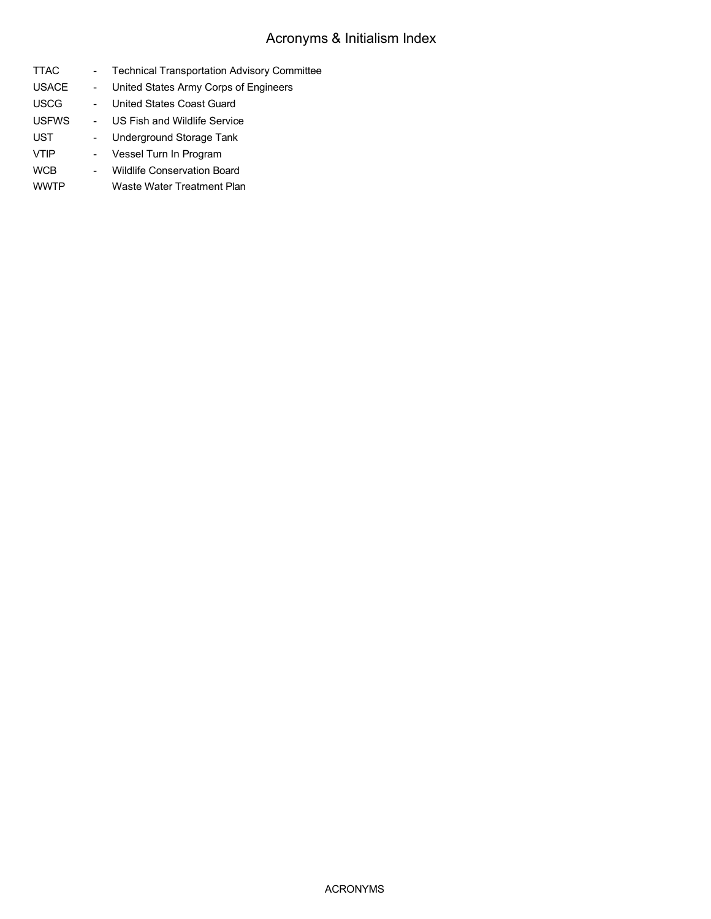# Acronyms & Initialism Index

| | | |
|---|---|---|
| TTAC | - | Technical Transportation Advisory Committee |
| USACE | - | United States Army Corps of Engineers |
| USCG | - | United States Coast Guard |
| USFWS | - | US Fish and Wildlife Service |
| UST | - | Underground Storage Tank |
| VTIP | - | Vessel Turn In Program |
| WCB | - | Wildlife Conservation Board |
| WWTP | | Waste Water Treatment Plan |